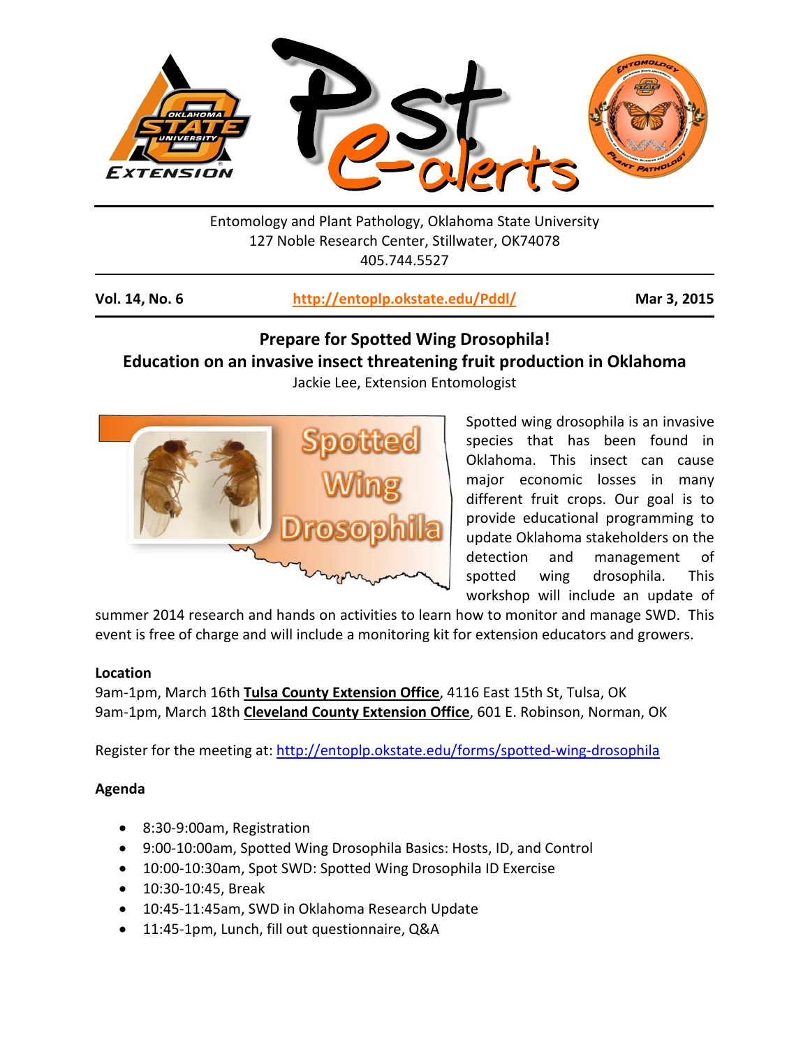Entomology and Plant Pathology, Oklahoma State University
127 Noble Research Center, Stillwater, OK74078
405.744.5527

**Vol. 14, No. 6** | **http://entoplp.okstate.edu/Pddl/** | **Mar 3, 2015**

# Prepare for Spotted Wing Drosophila!
## Education on an invasive insect threatening fruit production in Oklahoma

Jackie Lee, Extension Entomologist

Spotted wing drosophila is an invasive species that has been found in Oklahoma. This insect can cause major economic losses in many different fruit crops. Our goal is to provide educational programming to update Oklahoma stakeholders on the detection and management of spotted wing drosophila. This workshop will include an update of summer 2014 research and hands on activities to learn how to monitor and manage SWD. This event is free of charge and will include a monitoring kit for extension educators and growers.

**Location**

9am-1pm, March 16th **Tulsa County Extension Office**, 4116 East 15th St, Tulsa, OK
9am-1pm, March 18th **Cleveland County Extension Office**, 601 E. Robinson, Norman, OK

Register for the meeting at: http://entoplp.okstate.edu/forms/spotted-wing-drosophila

**Agenda**

- 8:30-9:00am, Registration
- 9:00-10:00am, Spotted Wing Drosophila Basics: Hosts, ID, and Control
- 10:00-10:30am, Spot SWD: Spotted Wing Drosophila ID Exercise
- 10:30-10:45, Break
- 10:45-11:45am, SWD in Oklahoma Research Update
- 11:45-1pm, Lunch, fill out questionnaire, Q&A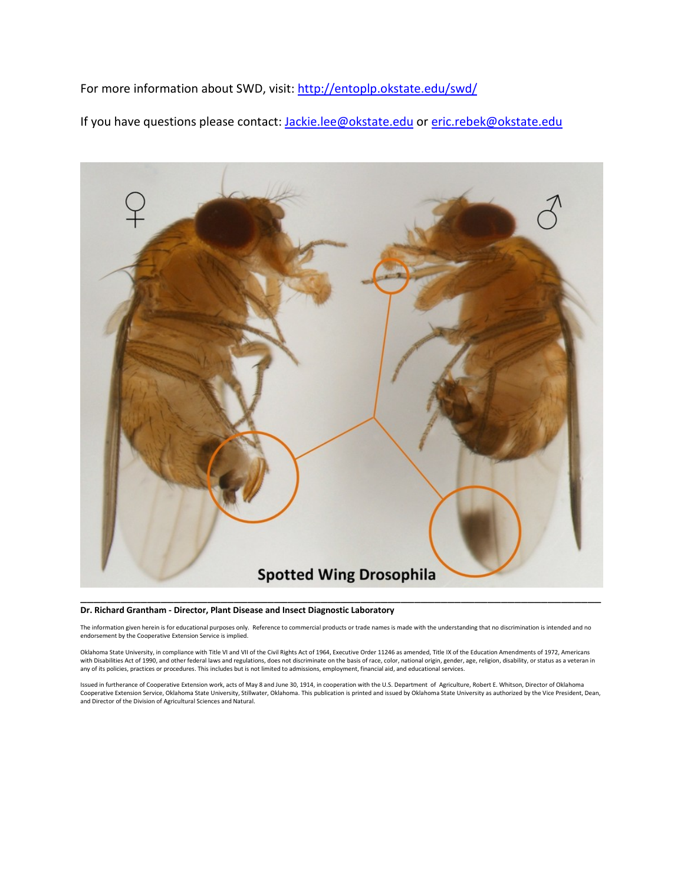For more information about SWD, visit: http://entoplp.okstate.edu/swd/

If you have questions please contact: Jackie.lee@okstate.edu or eric.rebek@okstate.edu

Spotted Wing Drosophila

---

**Dr. Richard Grantham - Director, Plant Disease and Insect Diagnostic Laboratory**

The information given herein is for educational purposes only. Reference to commercial products or trade names is made with the understanding that no discrimination is intended and no endorsement by the Cooperative Extension Service is implied.

Oklahoma State University, in compliance with Title VI and VII of the Civil Rights Act of 1964, Executive Order 11246 as amended, Title IX of the Education Amendments of 1972, Americans with Disabilities Act of 1990, and other federal laws and regulations, does not discriminate on the basis of race, color, national origin, gender, age, religion, disability, or status as a veteran in any of its policies, practices or procedures. This includes but is not limited to admissions, employment, financial aid, and educational services.

Issued in furtherance of Cooperative Extension work, acts of May 8 and June 30, 1914, in cooperation with the U.S. Department of Agriculture, Robert E. Whitson, Director of Oklahoma Cooperative Extension Service, Oklahoma State University, Stillwater, Oklahoma. This publication is printed and issued by Oklahoma State University as authorized by the Vice President, Dean, and Director of the Division of Agricultural Sciences and Natural.